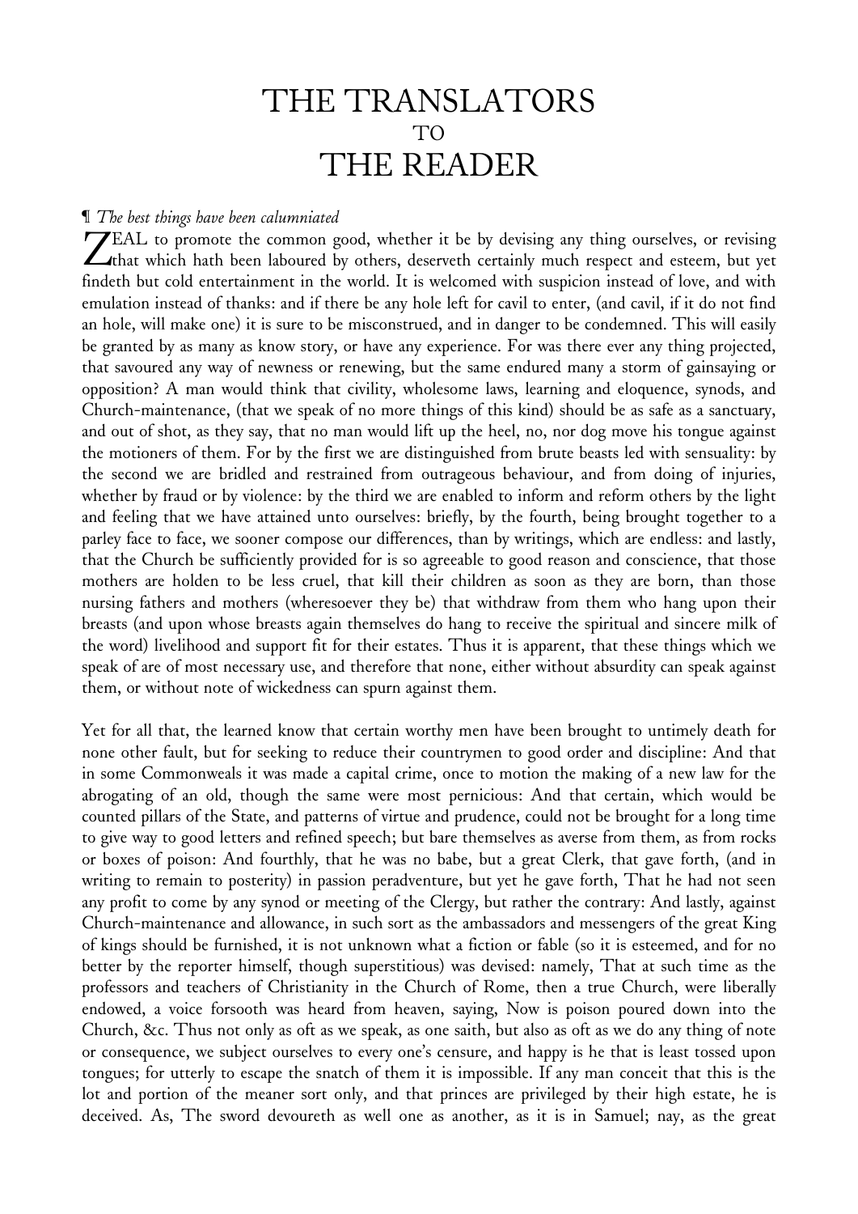# THE TRANSLATORS
## TO
# THE READER

¶ *The best things have been calumniated*

ZEAL to promote the common good, whether it be by devising any thing ourselves, or revising that which hath been laboured by others, deserveth certainly much respect and esteem, but yet findeth but cold entertainment in the world. It is welcomed with suspicion instead of love, and with emulation instead of thanks: and if there be any hole left for cavil to enter, (and cavil, if it do not find an hole, will make one) it is sure to be misconstrued, and in danger to be condemned. This will easily be granted by as many as know story, or have any experience. For was there ever any thing projected, that savoured any way of newness or renewing, but the same endured many a storm of gainsaying or opposition? A man would think that civility, wholesome laws, learning and eloquence, synods, and Church-maintenance, (that we speak of no more things of this kind) should be as safe as a sanctuary, and out of shot, as they say, that no man would lift up the heel, no, nor dog move his tongue against the motioners of them. For by the first we are distinguished from brute beasts led with sensuality: by the second we are bridled and restrained from outrageous behaviour, and from doing of injuries, whether by fraud or by violence: by the third we are enabled to inform and reform others by the light and feeling that we have attained unto ourselves: briefly, by the fourth, being brought together to a parley face to face, we sooner compose our differences, than by writings, which are endless: and lastly, that the Church be sufficiently provided for is so agreeable to good reason and conscience, that those mothers are holden to be less cruel, that kill their children as soon as they are born, than those nursing fathers and mothers (wheresoever they be) that withdraw from them who hang upon their breasts (and upon whose breasts again themselves do hang to receive the spiritual and sincere milk of the word) livelihood and support fit for their estates. Thus it is apparent, that these things which we speak of are of most necessary use, and therefore that none, either without absurdity can speak against them, or without note of wickedness can spurn against them.

Yet for all that, the learned know that certain worthy men have been brought to untimely death for none other fault, but for seeking to reduce their countrymen to good order and discipline: And that in some Commonweals it was made a capital crime, once to motion the making of a new law for the abrogating of an old, though the same were most pernicious: And that certain, which would be counted pillars of the State, and patterns of virtue and prudence, could not be brought for a long time to give way to good letters and refined speech; but bare themselves as averse from them, as from rocks or boxes of poison: And fourthly, that he was no babe, but a great Clerk, that gave forth, (and in writing to remain to posterity) in passion peradventure, but yet he gave forth, That he had not seen any profit to come by any synod or meeting of the Clergy, but rather the contrary: And lastly, against Church-maintenance and allowance, in such sort as the ambassadors and messengers of the great King of kings should be furnished, it is not unknown what a fiction or fable (so it is esteemed, and for no better by the reporter himself, though superstitious) was devised: namely, That at such time as the professors and teachers of Christianity in the Church of Rome, then a true Church, were liberally endowed, a voice forsooth was heard from heaven, saying, Now is poison poured down into the Church, &c. Thus not only as oft as we speak, as one saith, but also as oft as we do any thing of note or consequence, we subject ourselves to every one's censure, and happy is he that is least tossed upon tongues; for utterly to escape the snatch of them it is impossible. If any man conceit that this is the lot and portion of the meaner sort only, and that princes are privileged by their high estate, he is deceived. As, The sword devoureth as well one as another, as it is in Samuel; nay, as the great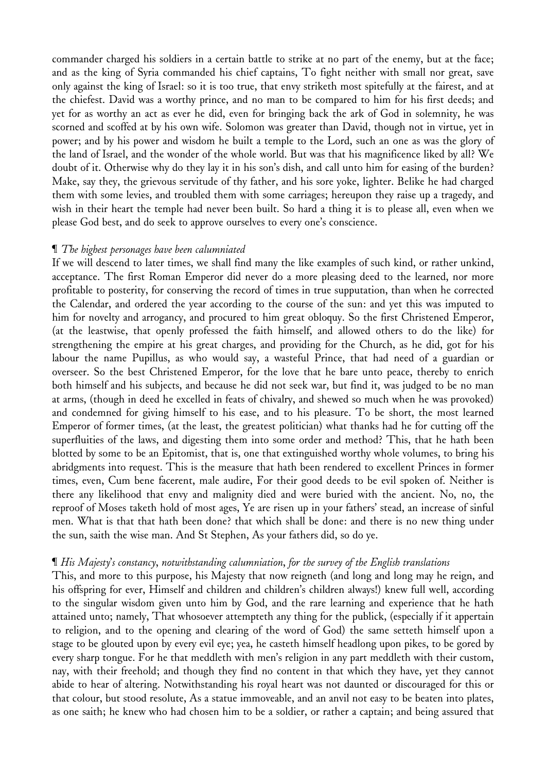commander charged his soldiers in a certain battle to strike at no part of the enemy, but at the face; and as the king of Syria commanded his chief captains, To fight neither with small nor great, save only against the king of Israel: so it is too true, that envy striketh most spitefully at the fairest, and at the chiefest. David was a worthy prince, and no man to be compared to him for his first deeds; and yet for as worthy an act as ever he did, even for bringing back the ark of God in solemnity, he was scorned and scoffed at by his own wife. Solomon was greater than David, though not in virtue, yet in power; and by his power and wisdom he built a temple to the Lord, such an one as was the glory of the land of Israel, and the wonder of the whole world. But was that his magnificence liked by all? We doubt of it. Otherwise why do they lay it in his son's dish, and call unto him for easing of the burden? Make, say they, the grievous servitude of thy father, and his sore yoke, lighter. Belike he had charged them with some levies, and troubled them with some carriages; hereupon they raise up a tragedy, and wish in their heart the temple had never been built. So hard a thing it is to please all, even when we please God best, and do seek to approve ourselves to every one's conscience.

¶ *The highest personages have been calumniated*

If we will descend to later times, we shall find many the like examples of such kind, or rather unkind, acceptance. The first Roman Emperor did never do a more pleasing deed to the learned, nor more profitable to posterity, for conserving the record of times in true supputation, than when he corrected the Calendar, and ordered the year according to the course of the sun: and yet this was imputed to him for novelty and arrogancy, and procured to him great obloquy. So the first Christened Emperor, (at the leastwise, that openly professed the faith himself, and allowed others to do the like) for strengthening the empire at his great charges, and providing for the Church, as he did, got for his labour the name Pupillus, as who would say, a wasteful Prince, that had need of a guardian or overseer. So the best Christened Emperor, for the love that he bare unto peace, thereby to enrich both himself and his subjects, and because he did not seek war, but find it, was judged to be no man at arms, (though in deed he excelled in feats of chivalry, and shewed so much when he was provoked) and condemned for giving himself to his ease, and to his pleasure. To be short, the most learned Emperor of former times, (at the least, the greatest politician) what thanks had he for cutting off the superfluities of the laws, and digesting them into some order and method? This, that he hath been blotted by some to be an Epitomist, that is, one that extinguished worthy whole volumes, to bring his abridgments into request. This is the measure that hath been rendered to excellent Princes in former times, even, Cum bene facerent, male audire, For their good deeds to be evil spoken of. Neither is there any likelihood that envy and malignity died and were buried with the ancient. No, no, the reproof of Moses taketh hold of most ages, Ye are risen up in your fathers' stead, an increase of sinful men. What is that that hath been done? that which shall be done: and there is no new thing under the sun, saith the wise man. And St Stephen, As your fathers did, so do ye.

¶ *His Majesty's constancy, notwithstanding calumniation, for the survey of the English translations*

This, and more to this purpose, his Majesty that now reigneth (and long and long may he reign, and his offspring for ever, Himself and children and children's children always!) knew full well, according to the singular wisdom given unto him by God, and the rare learning and experience that he hath attained unto; namely, That whosoever attempteth any thing for the publick, (especially if it appertain to religion, and to the opening and clearing of the word of God) the same setteth himself upon a stage to be glouted upon by every evil eye; yea, he casteth himself headlong upon pikes, to be gored by every sharp tongue. For he that meddleth with men's religion in any part meddleth with their custom, nay, with their freehold; and though they find no content in that which they have, yet they cannot abide to hear of altering. Notwithstanding his royal heart was not daunted or discouraged for this or that colour, but stood resolute, As a statue immoveable, and an anvil not easy to be beaten into plates, as one saith; he knew who had chosen him to be a soldier, or rather a captain; and being assured that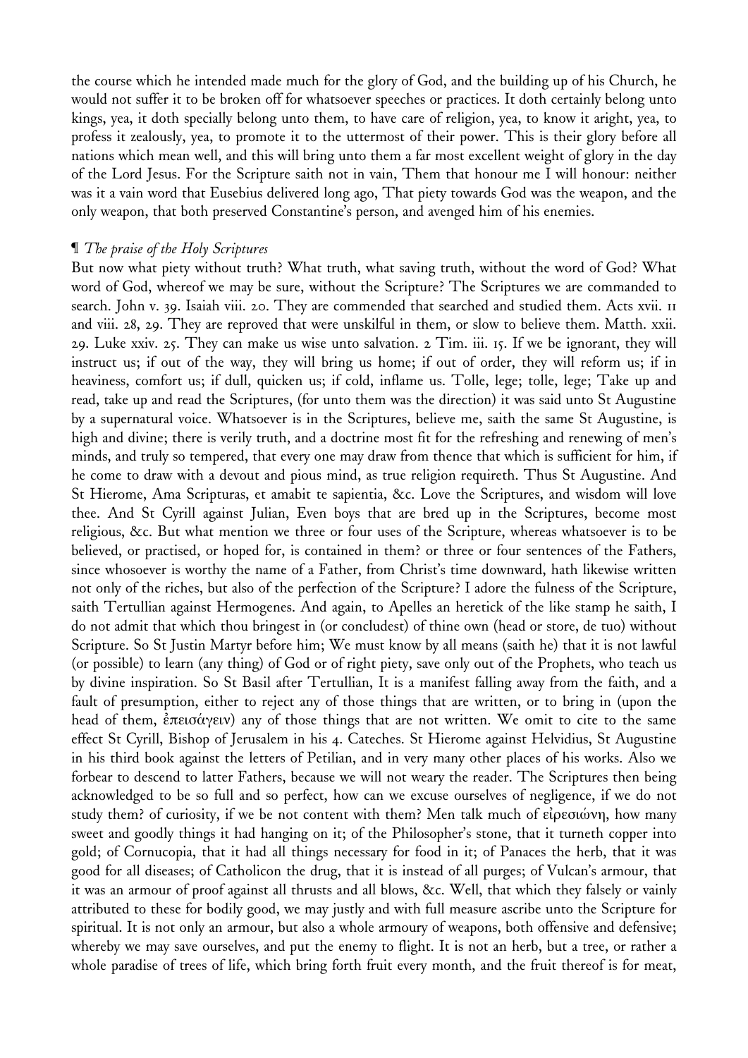the course which he intended made much for the glory of God, and the building up of his Church, he would not suffer it to be broken off for whatsoever speeches or practices. It doth certainly belong unto kings, yea, it doth specially belong unto them, to have care of religion, yea, to know it aright, yea, to profess it zealously, yea, to promote it to the uttermost of their power. This is their glory before all nations which mean well, and this will bring unto them a far most excellent weight of glory in the day of the Lord Jesus. For the Scripture saith not in vain, Them that honour me I will honour: neither was it a vain word that Eusebius delivered long ago, That piety towards God was the weapon, and the only weapon, that both preserved Constantine's person, and avenged him of his enemies.

¶ *The praise of the Holy Scriptures*

But now what piety without truth? What truth, what saving truth, without the word of God? What word of God, whereof we may be sure, without the Scripture? The Scriptures we are commanded to search. John v. 39. Isaiah viii. 20. They are commended that searched and studied them. Acts xvii. 11 and viii. 28, 29. They are reproved that were unskilful in them, or slow to believe them. Matth. xxii. 29. Luke xxiv. 25. They can make us wise unto salvation. 2 Tim. iii. 15. If we be ignorant, they will instruct us; if out of the way, they will bring us home; if out of order, they will reform us; if in heaviness, comfort us; if dull, quicken us; if cold, inflame us. Tolle, lege; tolle, lege; Take up and read, take up and read the Scriptures, (for unto them was the direction) it was said unto St Augustine by a supernatural voice. Whatsoever is in the Scriptures, believe me, saith the same St Augustine, is high and divine; there is verily truth, and a doctrine most fit for the refreshing and renewing of men's minds, and truly so tempered, that every one may draw from thence that which is sufficient for him, if he come to draw with a devout and pious mind, as true religion requireth. Thus St Augustine. And St Hierome, Ama Scripturas, et amabit te sapientia, &c. Love the Scriptures, and wisdom will love thee. And St Cyrill against Julian, Even boys that are bred up in the Scriptures, become most religious, &c. But what mention we three or four uses of the Scripture, whereas whatsoever is to be believed, or practised, or hoped for, is contained in them? or three or four sentences of the Fathers, since whosoever is worthy the name of a Father, from Christ's time downward, hath likewise written not only of the riches, but also of the perfection of the Scripture? I adore the fulness of the Scripture, saith Tertullian against Hermogenes. And again, to Apelles an heretick of the like stamp he saith, I do not admit that which thou bringest in (or concludest) of thine own (head or store, de tuo) without Scripture. So St Justin Martyr before him; We must know by all means (saith he) that it is not lawful (or possible) to learn (any thing) of God or of right piety, save only out of the Prophets, who teach us by divine inspiration. So St Basil after Tertullian, It is a manifest falling away from the faith, and a fault of presumption, either to reject any of those things that are written, or to bring in (upon the head of them, ἐπεισάγειν) any of those things that are not written. We omit to cite to the same effect St Cyrill, Bishop of Jerusalem in his 4. Cateches. St Hierome against Helvidius, St Augustine in his third book against the letters of Petilian, and in very many other places of his works. Also we forbear to descend to latter Fathers, because we will not weary the reader. The Scriptures then being acknowledged to be so full and so perfect, how can we excuse ourselves of negligence, if we do not study them? of curiosity, if we be not content with them? Men talk much of εἰρεσιώνη, how many sweet and goodly things it had hanging on it; of the Philosopher's stone, that it turneth copper into gold; of Cornucopia, that it had all things necessary for food in it; of Panaces the herb, that it was good for all diseases; of Catholicon the drug, that it is instead of all purges; of Vulcan's armour, that it was an armour of proof against all thrusts and all blows, &c. Well, that which they falsely or vainly attributed to these for bodily good, we may justly and with full measure ascribe unto the Scripture for spiritual. It is not only an armour, but also a whole armoury of weapons, both offensive and defensive; whereby we may save ourselves, and put the enemy to flight. It is not an herb, but a tree, or rather a whole paradise of trees of life, which bring forth fruit every month, and the fruit thereof is for meat,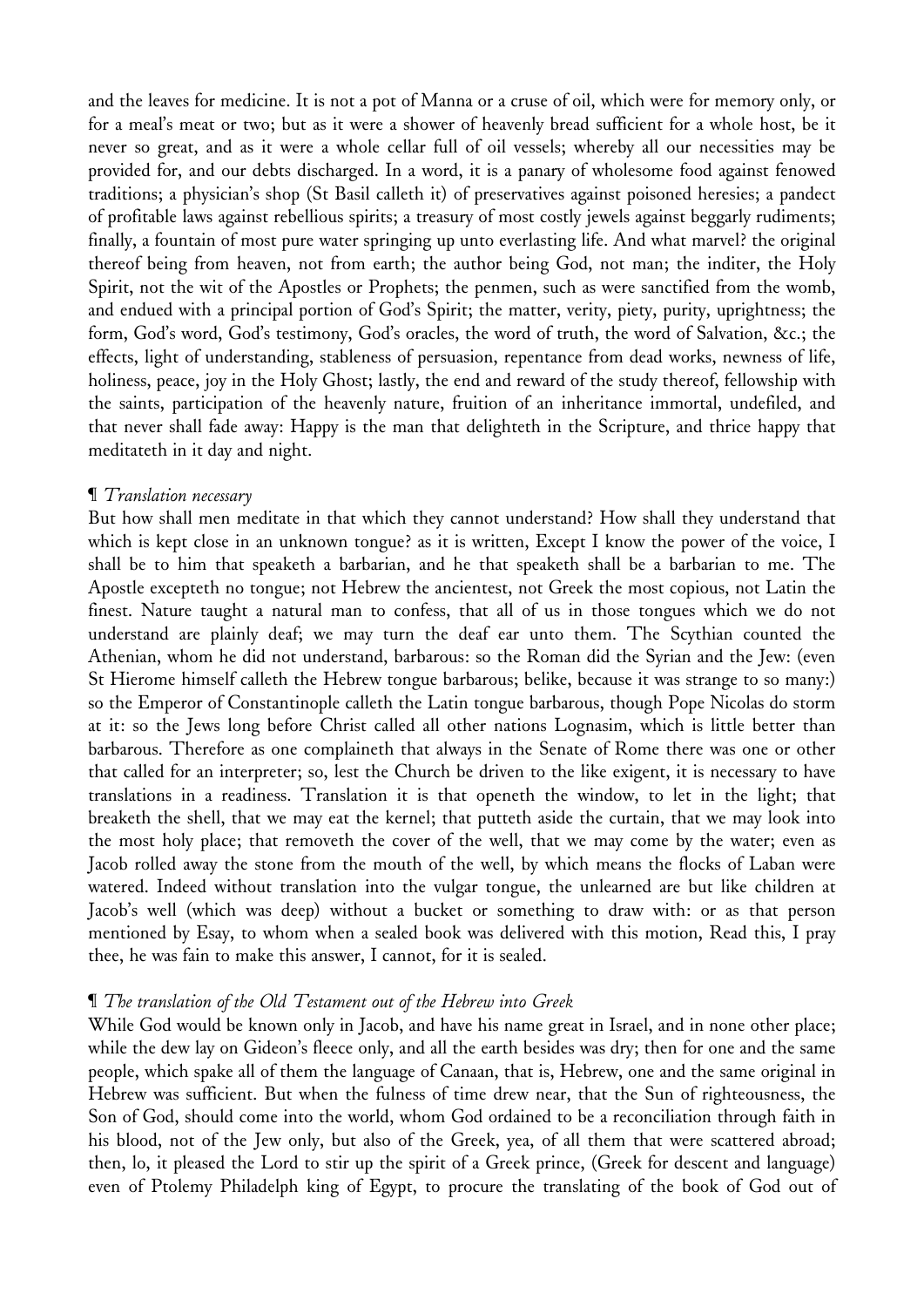and the leaves for medicine. It is not a pot of Manna or a cruse of oil, which were for memory only, or for a meal's meat or two; but as it were a shower of heavenly bread sufficient for a whole host, be it never so great, and as it were a whole cellar full of oil vessels; whereby all our necessities may be provided for, and our debts discharged. In a word, it is a panary of wholesome food against fenowed traditions; a physician's shop (St Basil calleth it) of preservatives against poisoned heresies; a pandect of profitable laws against rebellious spirits; a treasury of most costly jewels against beggarly rudiments; finally, a fountain of most pure water springing up unto everlasting life. And what marvel? the original thereof being from heaven, not from earth; the author being God, not man; the inditer, the Holy Spirit, not the wit of the Apostles or Prophets; the penmen, such as were sanctified from the womb, and endued with a principal portion of God's Spirit; the matter, verity, piety, purity, uprightness; the form, God's word, God's testimony, God's oracles, the word of truth, the word of Salvation, &c.; the effects, light of understanding, stableness of persuasion, repentance from dead works, newness of life, holiness, peace, joy in the Holy Ghost; lastly, the end and reward of the study thereof, fellowship with the saints, participation of the heavenly nature, fruition of an inheritance immortal, undefiled, and that never shall fade away: Happy is the man that delighteth in the Scripture, and thrice happy that meditateth in it day and night.

¶ *Translation necessary*

But how shall men meditate in that which they cannot understand? How shall they understand that which is kept close in an unknown tongue? as it is written, Except I know the power of the voice, I shall be to him that speaketh a barbarian, and he that speaketh shall be a barbarian to me. The Apostle excepteth no tongue; not Hebrew the ancientest, not Greek the most copious, not Latin the finest. Nature taught a natural man to confess, that all of us in those tongues which we do not understand are plainly deaf; we may turn the deaf ear unto them. The Scythian counted the Athenian, whom he did not understand, barbarous: so the Roman did the Syrian and the Jew: (even St Hierome himself calleth the Hebrew tongue barbarous; belike, because it was strange to so many:) so the Emperor of Constantinople calleth the Latin tongue barbarous, though Pope Nicolas do storm at it: so the Jews long before Christ called all other nations Lognasim, which is little better than barbarous. Therefore as one complaineth that always in the Senate of Rome there was one or other that called for an interpreter; so, lest the Church be driven to the like exigent, it is necessary to have translations in a readiness. Translation it is that openeth the window, to let in the light; that breaketh the shell, that we may eat the kernel; that putteth aside the curtain, that we may look into the most holy place; that removeth the cover of the well, that we may come by the water; even as Jacob rolled away the stone from the mouth of the well, by which means the flocks of Laban were watered. Indeed without translation into the vulgar tongue, the unlearned are but like children at Jacob's well (which was deep) without a bucket or something to draw with: or as that person mentioned by Esay, to whom when a sealed book was delivered with this motion, Read this, I pray thee, he was fain to make this answer, I cannot, for it is sealed.

¶ *The translation of the Old Testament out of the Hebrew into Greek*

While God would be known only in Jacob, and have his name great in Israel, and in none other place; while the dew lay on Gideon's fleece only, and all the earth besides was dry; then for one and the same people, which spake all of them the language of Canaan, that is, Hebrew, one and the same original in Hebrew was sufficient. But when the fulness of time drew near, that the Sun of righteousness, the Son of God, should come into the world, whom God ordained to be a reconciliation through faith in his blood, not of the Jew only, but also of the Greek, yea, of all them that were scattered abroad; then, lo, it pleased the Lord to stir up the spirit of a Greek prince, (Greek for descent and language) even of Ptolemy Philadelph king of Egypt, to procure the translating of the book of God out of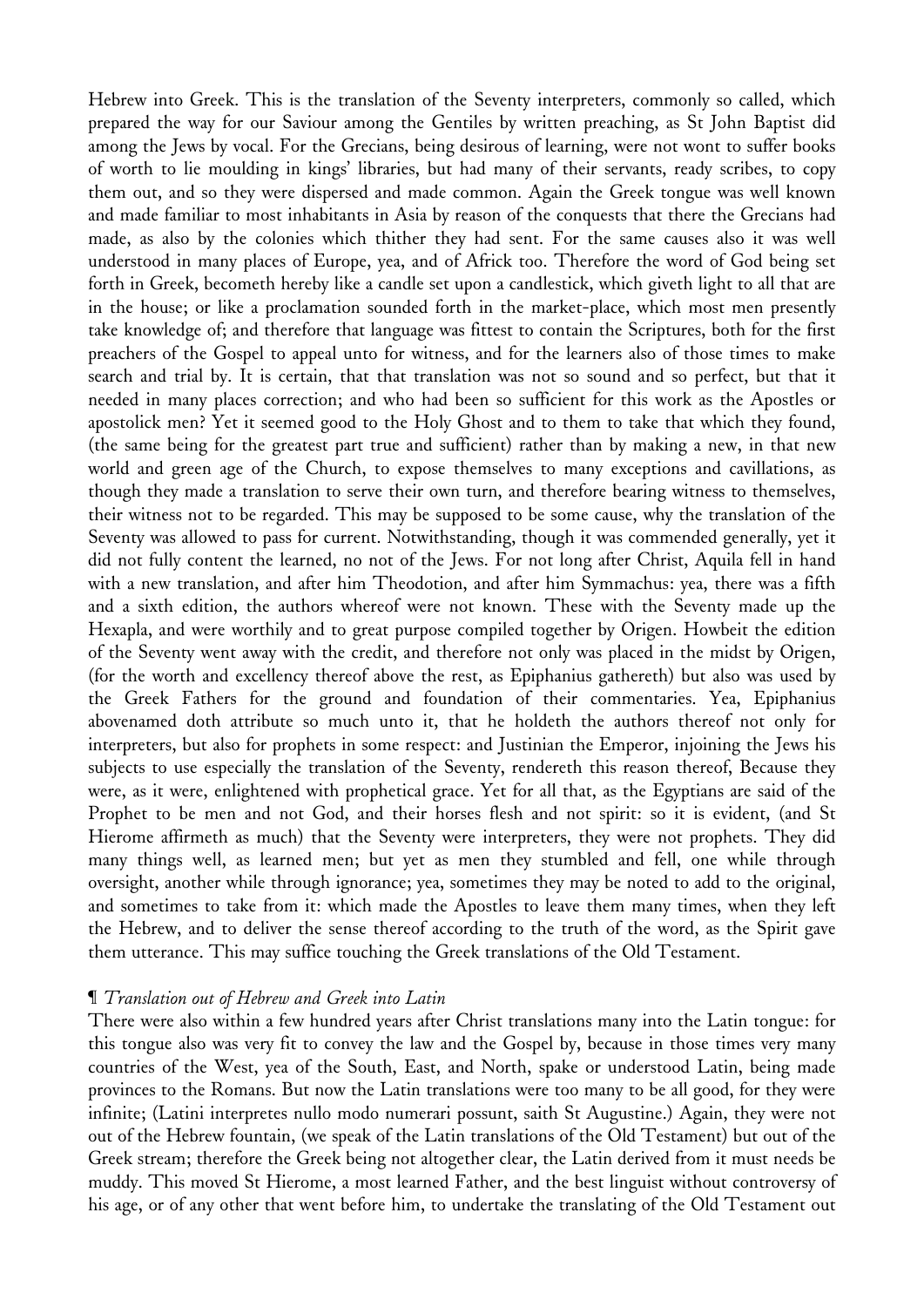Hebrew into Greek. This is the translation of the Seventy interpreters, commonly so called, which prepared the way for our Saviour among the Gentiles by written preaching, as St John Baptist did among the Jews by vocal. For the Grecians, being desirous of learning, were not wont to suffer books of worth to lie moulding in kings' libraries, but had many of their servants, ready scribes, to copy them out, and so they were dispersed and made common. Again the Greek tongue was well known and made familiar to most inhabitants in Asia by reason of the conquests that there the Grecians had made, as also by the colonies which thither they had sent. For the same causes also it was well understood in many places of Europe, yea, and of Africk too. Therefore the word of God being set forth in Greek, becometh hereby like a candle set upon a candlestick, which giveth light to all that are in the house; or like a proclamation sounded forth in the market-place, which most men presently take knowledge of; and therefore that language was fittest to contain the Scriptures, both for the first preachers of the Gospel to appeal unto for witness, and for the learners also of those times to make search and trial by. It is certain, that that translation was not so sound and so perfect, but that it needed in many places correction; and who had been so sufficient for this work as the Apostles or apostolick men? Yet it seemed good to the Holy Ghost and to them to take that which they found, (the same being for the greatest part true and sufficient) rather than by making a new, in that new world and green age of the Church, to expose themselves to many exceptions and cavillations, as though they made a translation to serve their own turn, and therefore bearing witness to themselves, their witness not to be regarded. This may be supposed to be some cause, why the translation of the Seventy was allowed to pass for current. Notwithstanding, though it was commended generally, yet it did not fully content the learned, no not of the Jews. For not long after Christ, Aquila fell in hand with a new translation, and after him Theodotion, and after him Symmachus: yea, there was a fifth and a sixth edition, the authors whereof were not known. These with the Seventy made up the Hexapla, and were worthily and to great purpose compiled together by Origen. Howbeit the edition of the Seventy went away with the credit, and therefore not only was placed in the midst by Origen, (for the worth and excellency thereof above the rest, as Epiphanius gathereth) but also was used by the Greek Fathers for the ground and foundation of their commentaries. Yea, Epiphanius abovenamed doth attribute so much unto it, that he holdeth the authors thereof not only for interpreters, but also for prophets in some respect: and Justinian the Emperor, injoining the Jews his subjects to use especially the translation of the Seventy, rendereth this reason thereof, Because they were, as it were, enlightened with prophetical grace. Yet for all that, as the Egyptians are said of the Prophet to be men and not God, and their horses flesh and not spirit: so it is evident, (and St Hierome affirmeth as much) that the Seventy were interpreters, they were not prophets. They did many things well, as learned men; but yet as men they stumbled and fell, one while through oversight, another while through ignorance; yea, sometimes they may be noted to add to the original, and sometimes to take from it: which made the Apostles to leave them many times, when they left the Hebrew, and to deliver the sense thereof according to the truth of the word, as the Spirit gave them utterance. This may suffice touching the Greek translations of the Old Testament.

¶ *Translation out of Hebrew and Greek into Latin*

There were also within a few hundred years after Christ translations many into the Latin tongue: for this tongue also was very fit to convey the law and the Gospel by, because in those times very many countries of the West, yea of the South, East, and North, spake or understood Latin, being made provinces to the Romans. But now the Latin translations were too many to be all good, for they were infinite; (Latini interpretes nullo modo numerari possunt, saith St Augustine.) Again, they were not out of the Hebrew fountain, (we speak of the Latin translations of the Old Testament) but out of the Greek stream; therefore the Greek being not altogether clear, the Latin derived from it must needs be muddy. This moved St Hierome, a most learned Father, and the best linguist without controversy of his age, or of any other that went before him, to undertake the translating of the Old Testament out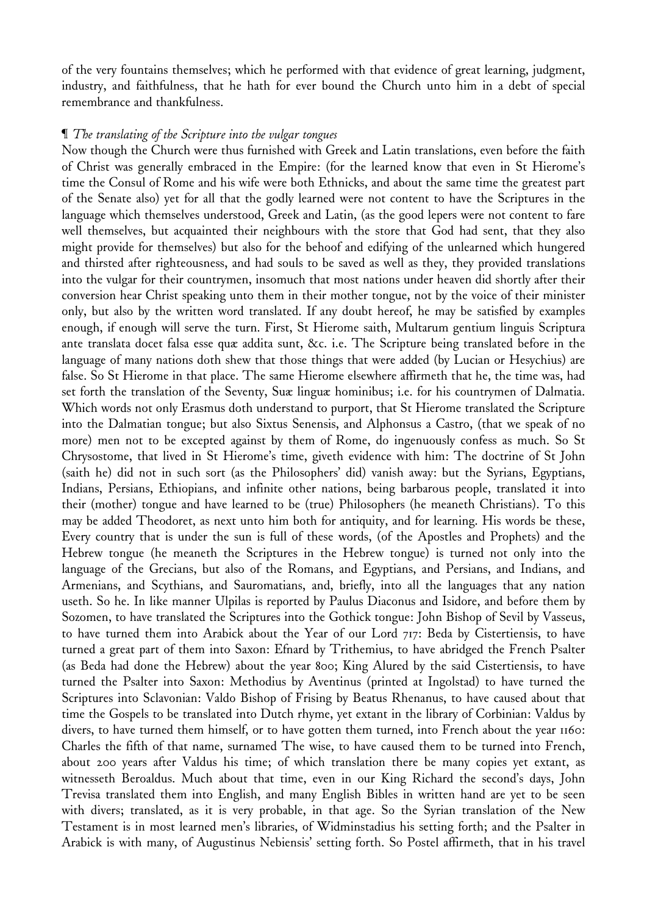of the very fountains themselves; which he performed with that evidence of great learning, judgment, industry, and faithfulness, that he hath for ever bound the Church unto him in a debt of special remembrance and thankfulness.

¶ *The translating of the Scripture into the vulgar tongues*

Now though the Church were thus furnished with Greek and Latin translations, even before the faith of Christ was generally embraced in the Empire: (for the learned know that even in St Hierome's time the Consul of Rome and his wife were both Ethnicks, and about the same time the greatest part of the Senate also) yet for all that the godly learned were not content to have the Scriptures in the language which themselves understood, Greek and Latin, (as the good lepers were not content to fare well themselves, but acquainted their neighbours with the store that God had sent, that they also might provide for themselves) but also for the behoof and edifying of the unlearned which hungered and thirsted after righteousness, and had souls to be saved as well as they, they provided translations into the vulgar for their countrymen, insomuch that most nations under heaven did shortly after their conversion hear Christ speaking unto them in their mother tongue, not by the voice of their minister only, but also by the written word translated. If any doubt hereof, he may be satisfied by examples enough, if enough will serve the turn. First, St Hierome saith, Multarum gentium linguis Scriptura ante translata docet falsa esse quæ addita sunt, &c. i.e. The Scripture being translated before in the language of many nations doth shew that those things that were added (by Lucian or Hesychius) are false. So St Hierome in that place. The same Hierome elsewhere affirmeth that he, the time was, had set forth the translation of the Seventy, Suæ linguæ hominibus; i.e. for his countrymen of Dalmatia. Which words not only Erasmus doth understand to purport, that St Hierome translated the Scripture into the Dalmatian tongue; but also Sixtus Senensis, and Alphonsus a Castro, (that we speak of no more) men not to be excepted against by them of Rome, do ingenuously confess as much. So St Chrysostome, that lived in St Hierome's time, giveth evidence with him: The doctrine of St John (saith he) did not in such sort (as the Philosophers' did) vanish away: but the Syrians, Egyptians, Indians, Persians, Ethiopians, and infinite other nations, being barbarous people, translated it into their (mother) tongue and have learned to be (true) Philosophers (he meaneth Christians). To this may be added Theodoret, as next unto him both for antiquity, and for learning. His words be these, Every country that is under the sun is full of these words, (of the Apostles and Prophets) and the Hebrew tongue (he meaneth the Scriptures in the Hebrew tongue) is turned not only into the language of the Grecians, but also of the Romans, and Egyptians, and Persians, and Indians, and Armenians, and Scythians, and Sauromatians, and, briefly, into all the languages that any nation useth. So he. In like manner Ulpilas is reported by Paulus Diaconus and Isidore, and before them by Sozomen, to have translated the Scriptures into the Gothick tongue: John Bishop of Sevil by Vasseus, to have turned them into Arabick about the Year of our Lord 717: Beda by Cistertiensis, to have turned a great part of them into Saxon: Efnard by Trithemius, to have abridged the French Psalter (as Beda had done the Hebrew) about the year 800; King Alured by the said Cistertiensis, to have turned the Psalter into Saxon: Methodius by Aventinus (printed at Ingolstad) to have turned the Scriptures into Sclavonian: Valdo Bishop of Frising by Beatus Rhenanus, to have caused about that time the Gospels to be translated into Dutch rhyme, yet extant in the library of Corbinian: Valdus by divers, to have turned them himself, or to have gotten them turned, into French about the year 1160: Charles the fifth of that name, surnamed The wise, to have caused them to be turned into French, about 200 years after Valdus his time; of which translation there be many copies yet extant, as witnesseth Beroaldus. Much about that time, even in our King Richard the second's days, John Trevisa translated them into English, and many English Bibles in written hand are yet to be seen with divers; translated, as it is very probable, in that age. So the Syrian translation of the New Testament is in most learned men's libraries, of Widminstadius his setting forth; and the Psalter in Arabick is with many, of Augustinus Nebiensis' setting forth. So Postel affirmeth, that in his travel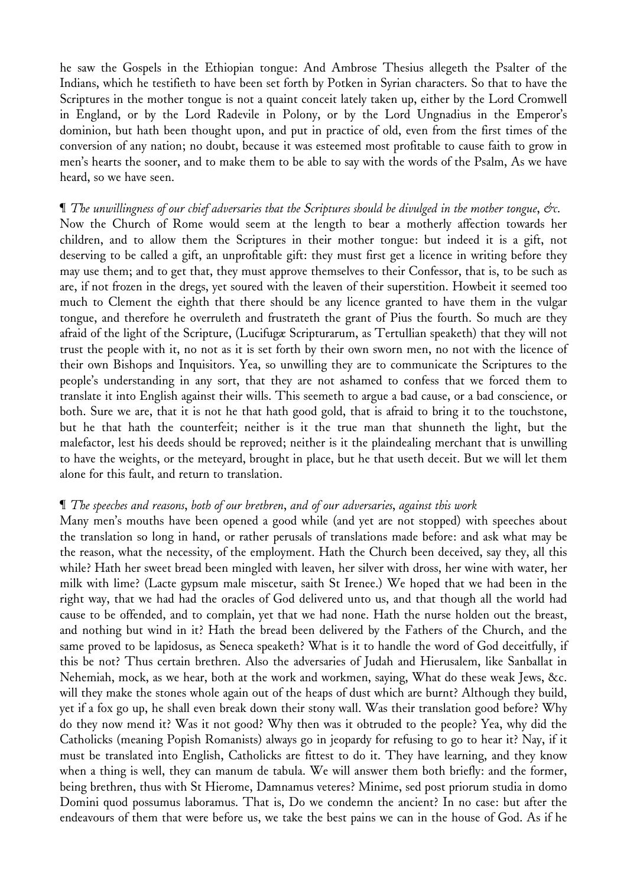he saw the Gospels in the Ethiopian tongue: And Ambrose Thesius allegeth the Psalter of the Indians, which he testifieth to have been set forth by Potken in Syrian characters. So that to have the Scriptures in the mother tongue is not a quaint conceit lately taken up, either by the Lord Cromwell in England, or by the Lord Radevile in Polony, or by the Lord Ungnadius in the Emperor's dominion, but hath been thought upon, and put in practice of old, even from the first times of the conversion of any nation; no doubt, because it was esteemed most profitable to cause faith to grow in men's hearts the sooner, and to make them to be able to say with the words of the Psalm, As we have heard, so we have seen.

¶ *The unwillingness of our chief adversaries that the Scriptures should be divulged in the mother tongue, &c.*

Now the Church of Rome would seem at the length to bear a motherly affection towards her children, and to allow them the Scriptures in their mother tongue: but indeed it is a gift, not deserving to be called a gift, an unprofitable gift: they must first get a licence in writing before they may use them; and to get that, they must approve themselves to their Confessor, that is, to be such as are, if not frozen in the dregs, yet soured with the leaven of their superstition. Howbeit it seemed too much to Clement the eighth that there should be any licence granted to have them in the vulgar tongue, and therefore he overruleth and frustrateth the grant of Pius the fourth. So much are they afraid of the light of the Scripture, (Lucifugæ Scripturarum, as Tertullian speaketh) that they will not trust the people with it, no not as it is set forth by their own sworn men, no not with the licence of their own Bishops and Inquisitors. Yea, so unwilling they are to communicate the Scriptures to the people's understanding in any sort, that they are not ashamed to confess that we forced them to translate it into English against their wills. This seemeth to argue a bad cause, or a bad conscience, or both. Sure we are, that it is not he that hath good gold, that is afraid to bring it to the touchstone, but he that hath the counterfeit; neither is it the true man that shunneth the light, but the malefactor, lest his deeds should be reproved; neither is it the plaindealing merchant that is unwilling to have the weights, or the meteyard, brought in place, but he that useth deceit. But we will let them alone for this fault, and return to translation.

¶ *The speeches and reasons, both of our brethren, and of our adversaries, against this work*

Many men's mouths have been opened a good while (and yet are not stopped) with speeches about the translation so long in hand, or rather perusals of translations made before: and ask what may be the reason, what the necessity, of the employment. Hath the Church been deceived, say they, all this while? Hath her sweet bread been mingled with leaven, her silver with dross, her wine with water, her milk with lime? (Lacte gypsum male miscetur, saith St Irenee.) We hoped that we had been in the right way, that we had had the oracles of God delivered unto us, and that though all the world had cause to be offended, and to complain, yet that we had none. Hath the nurse holden out the breast, and nothing but wind in it? Hath the bread been delivered by the Fathers of the Church, and the same proved to be lapidosus, as Seneca speaketh? What is it to handle the word of God deceitfully, if this be not? Thus certain brethren. Also the adversaries of Judah and Hierusalem, like Sanballat in Nehemiah, mock, as we hear, both at the work and workmen, saying, What do these weak Jews, &c. will they make the stones whole again out of the heaps of dust which are burnt? Although they build, yet if a fox go up, he shall even break down their stony wall. Was their translation good before? Why do they now mend it? Was it not good? Why then was it obtruded to the people? Yea, why did the Catholicks (meaning Popish Romanists) always go in jeopardy for refusing to go to hear it? Nay, if it must be translated into English, Catholicks are fittest to do it. They have learning, and they know when a thing is well, they can manum de tabula. We will answer them both briefly: and the former, being brethren, thus with St Hierome, Damnamus veteres? Minime, sed post priorum studia in domo Domini quod possumus laboramus. That is, Do we condemn the ancient? In no case: but after the endeavours of them that were before us, we take the best pains we can in the house of God. As if he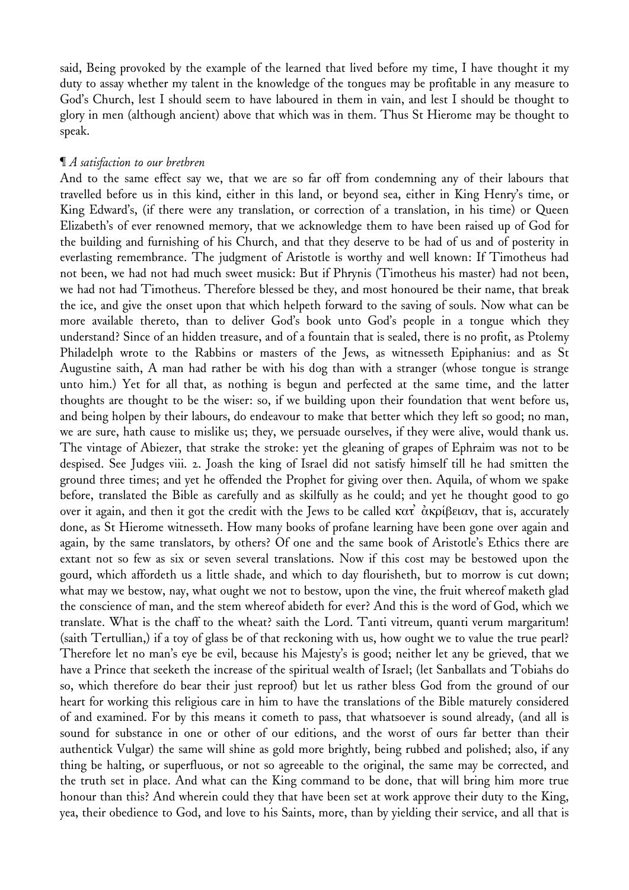said, Being provoked by the example of the learned that lived before my time, I have thought it my duty to assay whether my talent in the knowledge of the tongues may be profitable in any measure to God's Church, lest I should seem to have laboured in them in vain, and lest I should be thought to glory in men (although ancient) above that which was in them. Thus St Hierome may be thought to speak.

¶ *A satisfaction to our brethren*

And to the same effect say we, that we are so far off from condemning any of their labours that travelled before us in this kind, either in this land, or beyond sea, either in King Henry's time, or King Edward's, (if there were any translation, or correction of a translation, in his time) or Queen Elizabeth's of ever renowned memory, that we acknowledge them to have been raised up of God for the building and furnishing of his Church, and that they deserve to be had of us and of posterity in everlasting remembrance. The judgment of Aristotle is worthy and well known: If Timotheus had not been, we had not had much sweet musick: But if Phrynis (Timotheus his master) had not been, we had not had Timotheus. Therefore blessed be they, and most honoured be their name, that break the ice, and give the onset upon that which helpeth forward to the saving of souls. Now what can be more available thereto, than to deliver God's book unto God's people in a tongue which they understand? Since of an hidden treasure, and of a fountain that is sealed, there is no profit, as Ptolemy Philadelph wrote to the Rabbins or masters of the Jews, as witnesseth Epiphanius: and as St Augustine saith, A man had rather be with his dog than with a stranger (whose tongue is strange unto him.) Yet for all that, as nothing is begun and perfected at the same time, and the latter thoughts are thought to be the wiser: so, if we building upon their foundation that went before us, and being holpen by their labours, do endeavour to make that better which they left so good; no man, we are sure, hath cause to mislike us; they, we persuade ourselves, if they were alive, would thank us. The vintage of Abiezer, that strake the stroke: yet the gleaning of grapes of Ephraim was not to be despised. See Judges viii. 2. Joash the king of Israel did not satisfy himself till he had smitten the ground three times; and yet he offended the Prophet for giving over then. Aquila, of whom we spake before, translated the Bible as carefully and as skilfully as he could; and yet he thought good to go over it again, and then it got the credit with the Jews to be called κατ᾽ ἀκρίβειαν, that is, accurately done, as St Hierome witnesseth. How many books of profane learning have been gone over again and again, by the same translators, by others? Of one and the same book of Aristotle's Ethics there are extant not so few as six or seven several translations. Now if this cost may be bestowed upon the gourd, which affordeth us a little shade, and which to day flourisheth, but to morrow is cut down; what may we bestow, nay, what ought we not to bestow, upon the vine, the fruit whereof maketh glad the conscience of man, and the stem whereof abideth for ever? And this is the word of God, which we translate. What is the chaff to the wheat? saith the Lord. Tanti vitreum, quanti verum margaritum! (saith Tertullian,) if a toy of glass be of that reckoning with us, how ought we to value the true pearl? Therefore let no man's eye be evil, because his Majesty's is good; neither let any be grieved, that we have a Prince that seeketh the increase of the spiritual wealth of Israel; (let Sanballats and Tobiahs do so, which therefore do bear their just reproof) but let us rather bless God from the ground of our heart for working this religious care in him to have the translations of the Bible maturely considered of and examined. For by this means it cometh to pass, that whatsoever is sound already, (and all is sound for substance in one or other of our editions, and the worst of ours far better than their authentick Vulgar) the same will shine as gold more brightly, being rubbed and polished; also, if any thing be halting, or superfluous, or not so agreeable to the original, the same may be corrected, and the truth set in place. And what can the King command to be done, that will bring him more true honour than this? And wherein could they that have been set at work approve their duty to the King, yea, their obedience to God, and love to his Saints, more, than by yielding their service, and all that is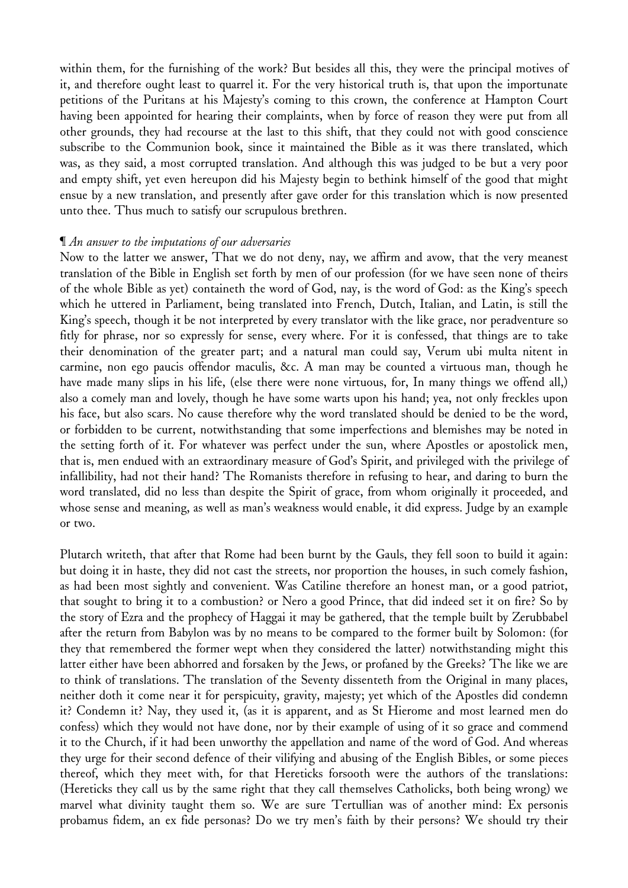within them, for the furnishing of the work? But besides all this, they were the principal motives of it, and therefore ought least to quarrel it. For the very historical truth is, that upon the importunate petitions of the Puritans at his Majesty's coming to this crown, the conference at Hampton Court having been appointed for hearing their complaints, when by force of reason they were put from all other grounds, they had recourse at the last to this shift, that they could not with good conscience subscribe to the Communion book, since it maintained the Bible as it was there translated, which was, as they said, a most corrupted translation. And although this was judged to be but a very poor and empty shift, yet even hereupon did his Majesty begin to bethink himself of the good that might ensue by a new translation, and presently after gave order for this translation which is now presented unto thee. Thus much to satisfy our scrupulous brethren.

¶ *An answer to the imputations of our adversaries*

Now to the latter we answer, That we do not deny, nay, we affirm and avow, that the very meanest translation of the Bible in English set forth by men of our profession (for we have seen none of theirs of the whole Bible as yet) containeth the word of God, nay, is the word of God: as the King's speech which he uttered in Parliament, being translated into French, Dutch, Italian, and Latin, is still the King's speech, though it be not interpreted by every translator with the like grace, nor peradventure so fitly for phrase, nor so expressly for sense, every where. For it is confessed, that things are to take their denomination of the greater part; and a natural man could say, Verum ubi multa nitent in carmine, non ego paucis offendor maculis, &c. A man may be counted a virtuous man, though he have made many slips in his life, (else there were none virtuous, for, In many things we offend all,) also a comely man and lovely, though he have some warts upon his hand; yea, not only freckles upon his face, but also scars. No cause therefore why the word translated should be denied to be the word, or forbidden to be current, notwithstanding that some imperfections and blemishes may be noted in the setting forth of it. For whatever was perfect under the sun, where Apostles or apostolick men, that is, men endued with an extraordinary measure of God's Spirit, and privileged with the privilege of infallibility, had not their hand? The Romanists therefore in refusing to hear, and daring to burn the word translated, did no less than despite the Spirit of grace, from whom originally it proceeded, and whose sense and meaning, as well as man's weakness would enable, it did express. Judge by an example or two.

Plutarch writeth, that after that Rome had been burnt by the Gauls, they fell soon to build it again: but doing it in haste, they did not cast the streets, nor proportion the houses, in such comely fashion, as had been most sightly and convenient. Was Catiline therefore an honest man, or a good patriot, that sought to bring it to a combustion? or Nero a good Prince, that did indeed set it on fire? So by the story of Ezra and the prophecy of Haggai it may be gathered, that the temple built by Zerubbabel after the return from Babylon was by no means to be compared to the former built by Solomon: (for they that remembered the former wept when they considered the latter) notwithstanding might this latter either have been abhorred and forsaken by the Jews, or profaned by the Greeks? The like we are to think of translations. The translation of the Seventy dissenteth from the Original in many places, neither doth it come near it for perspicuity, gravity, majesty; yet which of the Apostles did condemn it? Condemn it? Nay, they used it, (as it is apparent, and as St Hierome and most learned men do confess) which they would not have done, nor by their example of using of it so grace and commend it to the Church, if it had been unworthy the appellation and name of the word of God. And whereas they urge for their second defence of their vilifying and abusing of the English Bibles, or some pieces thereof, which they meet with, for that Hereticks forsooth were the authors of the translations: (Hereticks they call us by the same right that they call themselves Catholicks, both being wrong) we marvel what divinity taught them so. We are sure Tertullian was of another mind: Ex personis probamus fidem, an ex fide personas? Do we try men's faith by their persons? We should try their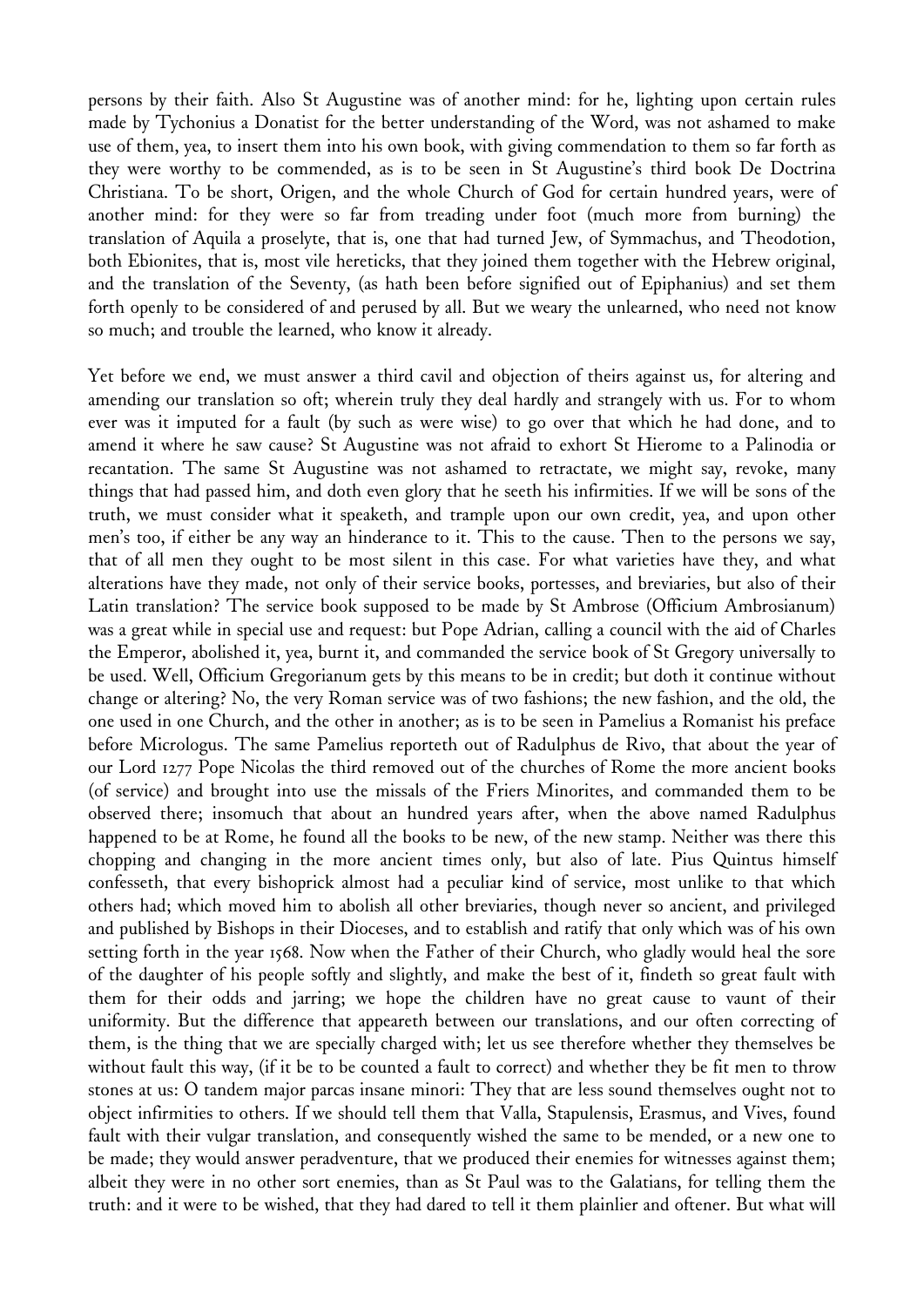persons by their faith. Also St Augustine was of another mind: for he, lighting upon certain rules made by Tychonius a Donatist for the better understanding of the Word, was not ashamed to make use of them, yea, to insert them into his own book, with giving commendation to them so far forth as they were worthy to be commended, as is to be seen in St Augustine's third book De Doctrina Christiana. To be short, Origen, and the whole Church of God for certain hundred years, were of another mind: for they were so far from treading under foot (much more from burning) the translation of Aquila a proselyte, that is, one that had turned Jew, of Symmachus, and Theodotion, both Ebionites, that is, most vile hereticks, that they joined them together with the Hebrew original, and the translation of the Seventy, (as hath been before signified out of Epiphanius) and set them forth openly to be considered of and perused by all. But we weary the unlearned, who need not know so much; and trouble the learned, who know it already.

Yet before we end, we must answer a third cavil and objection of theirs against us, for altering and amending our translation so oft; wherein truly they deal hardly and strangely with us. For to whom ever was it imputed for a fault (by such as were wise) to go over that which he had done, and to amend it where he saw cause? St Augustine was not afraid to exhort St Hierome to a Palinodia or recantation. The same St Augustine was not ashamed to retractate, we might say, revoke, many things that had passed him, and doth even glory that he seeth his infirmities. If we will be sons of the truth, we must consider what it speaketh, and trample upon our own credit, yea, and upon other men's too, if either be any way an hinderance to it. This to the cause. Then to the persons we say, that of all men they ought to be most silent in this case. For what varieties have they, and what alterations have they made, not only of their service books, portesses, and breviaries, but also of their Latin translation? The service book supposed to be made by St Ambrose (Officium Ambrosianum) was a great while in special use and request: but Pope Adrian, calling a council with the aid of Charles the Emperor, abolished it, yea, burnt it, and commanded the service book of St Gregory universally to be used. Well, Officium Gregorianum gets by this means to be in credit; but doth it continue without change or altering? No, the very Roman service was of two fashions; the new fashion, and the old, the one used in one Church, and the other in another; as is to be seen in Pamelius a Romanist his preface before Micrologus. The same Pamelius reporteth out of Radulphus de Rivo, that about the year of our Lord 1277 Pope Nicolas the third removed out of the churches of Rome the more ancient books (of service) and brought into use the missals of the Friers Minorites, and commanded them to be observed there; insomuch that about an hundred years after, when the above named Radulphus happened to be at Rome, he found all the books to be new, of the new stamp. Neither was there this chopping and changing in the more ancient times only, but also of late. Pius Quintus himself confesseth, that every bishoprick almost had a peculiar kind of service, most unlike to that which others had; which moved him to abolish all other breviaries, though never so ancient, and privileged and published by Bishops in their Dioceses, and to establish and ratify that only which was of his own setting forth in the year 1568. Now when the Father of their Church, who gladly would heal the sore of the daughter of his people softly and slightly, and make the best of it, findeth so great fault with them for their odds and jarring; we hope the children have no great cause to vaunt of their uniformity. But the difference that appeareth between our translations, and our often correcting of them, is the thing that we are specially charged with; let us see therefore whether they themselves be without fault this way, (if it be to be counted a fault to correct) and whether they be fit men to throw stones at us: O tandem major parcas insane minori: They that are less sound themselves ought not to object infirmities to others. If we should tell them that Valla, Stapulensis, Erasmus, and Vives, found fault with their vulgar translation, and consequently wished the same to be mended, or a new one to be made; they would answer peradventure, that we produced their enemies for witnesses against them; albeit they were in no other sort enemies, than as St Paul was to the Galatians, for telling them the truth: and it were to be wished, that they had dared to tell it them plainlier and oftener. But what will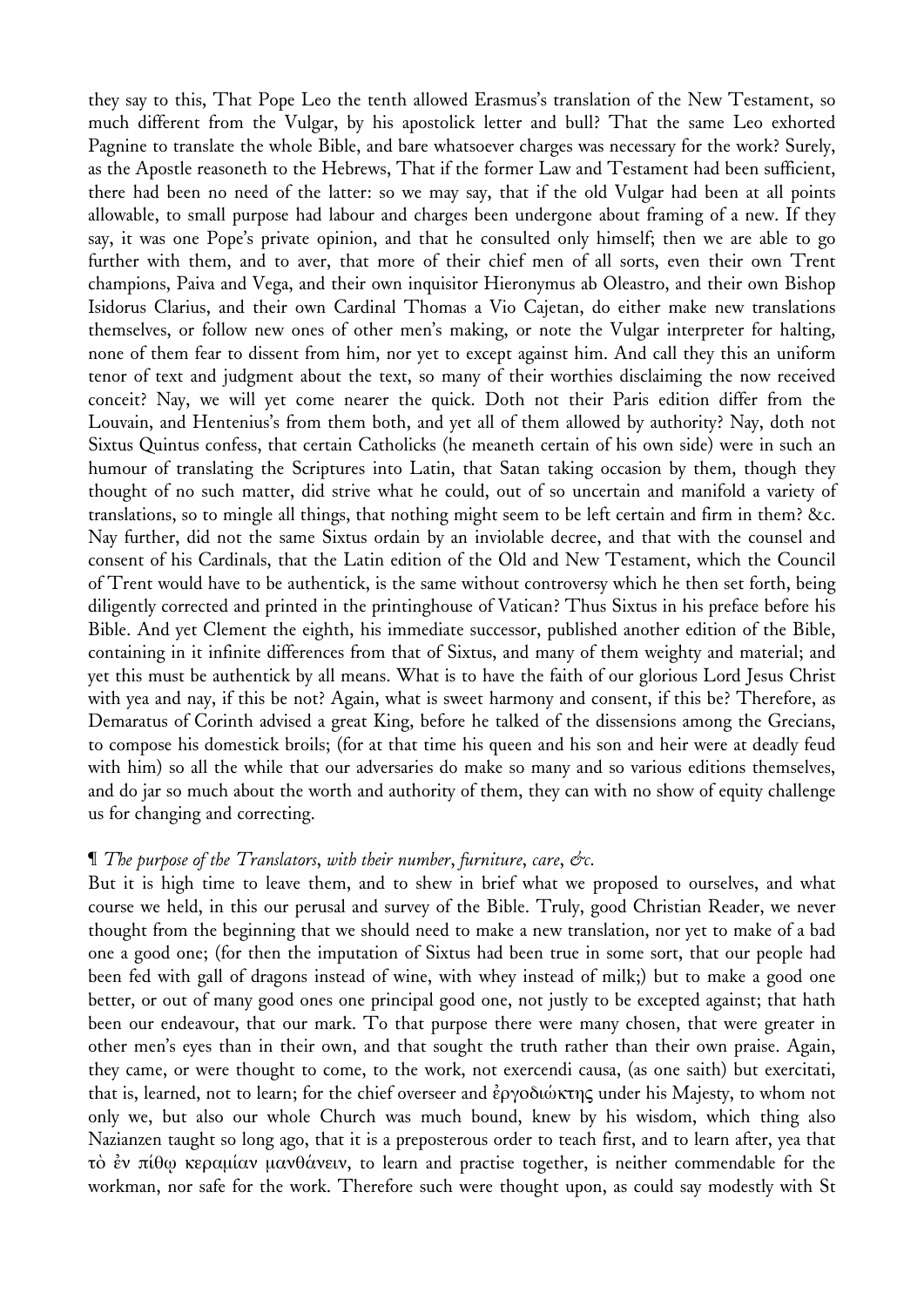they say to this, That Pope Leo the tenth allowed Erasmus's translation of the New Testament, so much different from the Vulgar, by his apostolick letter and bull? That the same Leo exhorted Pagnine to translate the whole Bible, and bare whatsoever charges was necessary for the work? Surely, as the Apostle reasoneth to the Hebrews, That if the former Law and Testament had been sufficient, there had been no need of the latter: so we may say, that if the old Vulgar had been at all points allowable, to small purpose had labour and charges been undergone about framing of a new. If they say, it was one Pope's private opinion, and that he consulted only himself; then we are able to go further with them, and to aver, that more of their chief men of all sorts, even their own Trent champions, Paiva and Vega, and their own inquisitor Hieronymus ab Oleastro, and their own Bishop Isidorus Clarius, and their own Cardinal Thomas a Vio Cajetan, do either make new translations themselves, or follow new ones of other men's making, or note the Vulgar interpreter for halting, none of them fear to dissent from him, nor yet to except against him. And call they this an uniform tenor of text and judgment about the text, so many of their worthies disclaiming the now received conceit? Nay, we will yet come nearer the quick. Doth not their Paris edition differ from the Louvain, and Hentenius's from them both, and yet all of them allowed by authority? Nay, doth not Sixtus Quintus confess, that certain Catholicks (he meaneth certain of his own side) were in such an humour of translating the Scriptures into Latin, that Satan taking occasion by them, though they thought of no such matter, did strive what he could, out of so uncertain and manifold a variety of translations, so to mingle all things, that nothing might seem to be left certain and firm in them? &c. Nay further, did not the same Sixtus ordain by an inviolable decree, and that with the counsel and consent of his Cardinals, that the Latin edition of the Old and New Testament, which the Council of Trent would have to be authentick, is the same without controversy which he then set forth, being diligently corrected and printed in the printinghouse of Vatican? Thus Sixtus in his preface before his Bible. And yet Clement the eighth, his immediate successor, published another edition of the Bible, containing in it infinite differences from that of Sixtus, and many of them weighty and material; and yet this must be authentick by all means. What is to have the faith of our glorious Lord Jesus Christ with yea and nay, if this be not? Again, what is sweet harmony and consent, if this be? Therefore, as Demaratus of Corinth advised a great King, before he talked of the dissensions among the Grecians, to compose his domestick broils; (for at that time his queen and his son and heir were at deadly feud with him) so all the while that our adversaries do make so many and so various editions themselves, and do jar so much about the worth and authority of them, they can with no show of equity challenge us for changing and correcting.

¶ *The purpose of the Translators, with their number, furniture, care, &c.*

But it is high time to leave them, and to shew in brief what we proposed to ourselves, and what course we held, in this our perusal and survey of the Bible. Truly, good Christian Reader, we never thought from the beginning that we should need to make a new translation, nor yet to make of a bad one a good one; (for then the imputation of Sixtus had been true in some sort, that our people had been fed with gall of dragons instead of wine, with whey instead of milk;) but to make a good one better, or out of many good ones one principal good one, not justly to be excepted against; that hath been our endeavour, that our mark. To that purpose there were many chosen, that were greater in other men's eyes than in their own, and that sought the truth rather than their own praise. Again, they came, or were thought to come, to the work, not exercendi causa, (as one saith) but exercitati, that is, learned, not to learn; for the chief overseer and ἐργοδιώκτης under his Majesty, to whom not only we, but also our whole Church was much bound, knew by his wisdom, which thing also Nazianzen taught so long ago, that it is a preposterous order to teach first, and to learn after, yea that τὸ ἐν πίθῳ κεραμίαν μανθάνειν, to learn and practise together, is neither commendable for the workman, nor safe for the work. Therefore such were thought upon, as could say modestly with St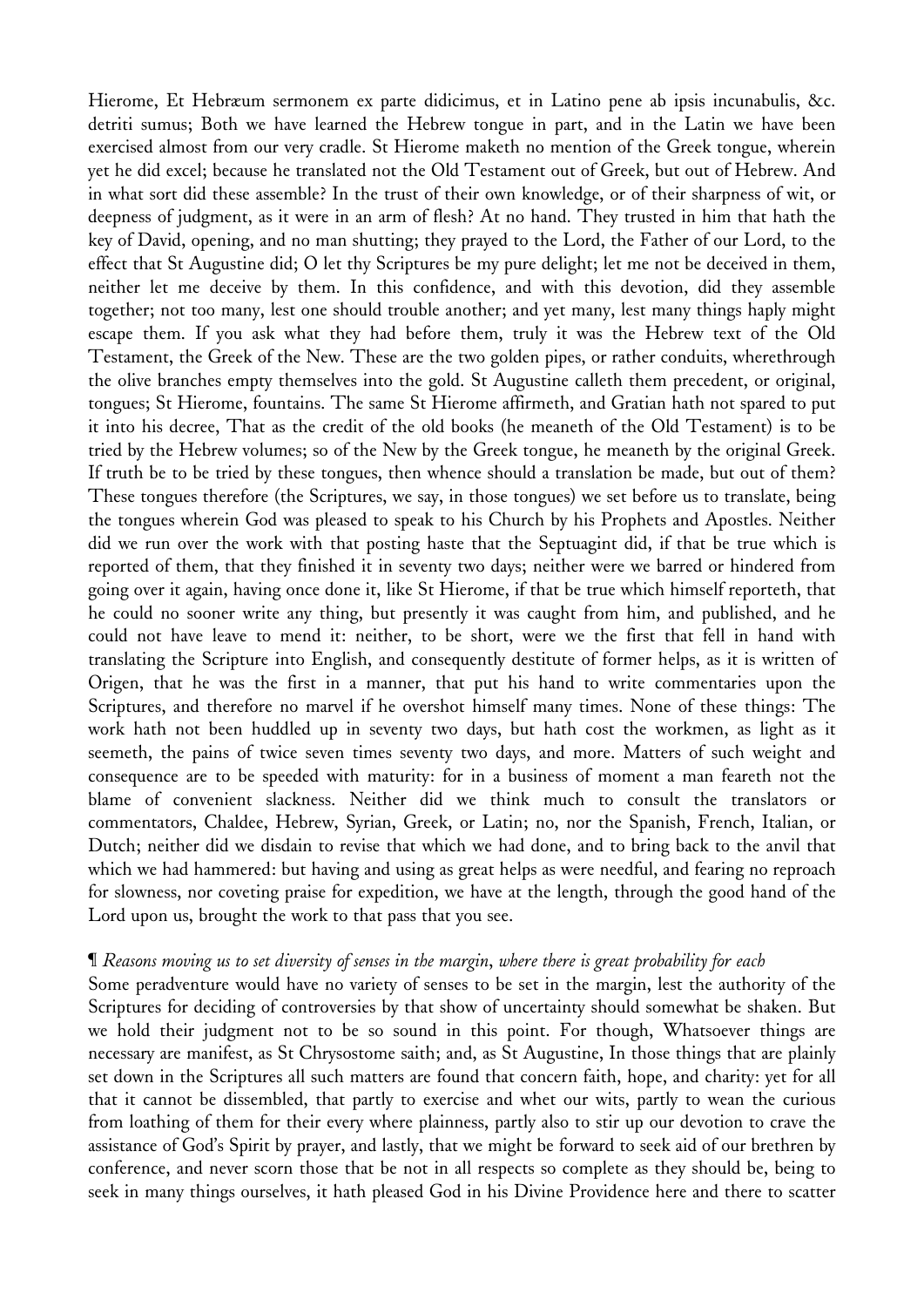Hierome, Et Hebræum sermonem ex parte didicimus, et in Latino pene ab ipsis incunabulis, &c. detriti sumus; Both we have learned the Hebrew tongue in part, and in the Latin we have been exercised almost from our very cradle. St Hierome maketh no mention of the Greek tongue, wherein yet he did excel; because he translated not the Old Testament out of Greek, but out of Hebrew. And in what sort did these assemble? In the trust of their own knowledge, or of their sharpness of wit, or deepness of judgment, as it were in an arm of flesh? At no hand. They trusted in him that hath the key of David, opening, and no man shutting; they prayed to the Lord, the Father of our Lord, to the effect that St Augustine did; O let thy Scriptures be my pure delight; let me not be deceived in them, neither let me deceive by them. In this confidence, and with this devotion, did they assemble together; not too many, lest one should trouble another; and yet many, lest many things haply might escape them. If you ask what they had before them, truly it was the Hebrew text of the Old Testament, the Greek of the New. These are the two golden pipes, or rather conduits, wherethrough the olive branches empty themselves into the gold. St Augustine calleth them precedent, or original, tongues; St Hierome, fountains. The same St Hierome affirmeth, and Gratian hath not spared to put it into his decree, That as the credit of the old books (he meaneth of the Old Testament) is to be tried by the Hebrew volumes; so of the New by the Greek tongue, he meaneth by the original Greek. If truth be to be tried by these tongues, then whence should a translation be made, but out of them? These tongues therefore (the Scriptures, we say, in those tongues) we set before us to translate, being the tongues wherein God was pleased to speak to his Church by his Prophets and Apostles. Neither did we run over the work with that posting haste that the Septuagint did, if that be true which is reported of them, that they finished it in seventy two days; neither were we barred or hindered from going over it again, having once done it, like St Hierome, if that be true which himself reporteth, that he could no sooner write any thing, but presently it was caught from him, and published, and he could not have leave to mend it: neither, to be short, were we the first that fell in hand with translating the Scripture into English, and consequently destitute of former helps, as it is written of Origen, that he was the first in a manner, that put his hand to write commentaries upon the Scriptures, and therefore no marvel if he overshot himself many times. None of these things: The work hath not been huddled up in seventy two days, but hath cost the workmen, as light as it seemeth, the pains of twice seven times seventy two days, and more. Matters of such weight and consequence are to be speeded with maturity: for in a business of moment a man feareth not the blame of convenient slackness. Neither did we think much to consult the translators or commentators, Chaldee, Hebrew, Syrian, Greek, or Latin; no, nor the Spanish, French, Italian, or Dutch; neither did we disdain to revise that which we had done, and to bring back to the anvil that which we had hammered: but having and using as great helps as were needful, and fearing no reproach for slowness, nor coveting praise for expedition, we have at the length, through the good hand of the Lord upon us, brought the work to that pass that you see.

¶ *Reasons moving us to set diversity of senses in the margin, where there is great probability for each*

Some peradventure would have no variety of senses to be set in the margin, lest the authority of the Scriptures for deciding of controversies by that show of uncertainty should somewhat be shaken. But we hold their judgment not to be so sound in this point. For though, Whatsoever things are necessary are manifest, as St Chrysostome saith; and, as St Augustine, In those things that are plainly set down in the Scriptures all such matters are found that concern faith, hope, and charity: yet for all that it cannot be dissembled, that partly to exercise and whet our wits, partly to wean the curious from loathing of them for their every where plainness, partly also to stir up our devotion to crave the assistance of God's Spirit by prayer, and lastly, that we might be forward to seek aid of our brethren by conference, and never scorn those that be not in all respects so complete as they should be, being to seek in many things ourselves, it hath pleased God in his Divine Providence here and there to scatter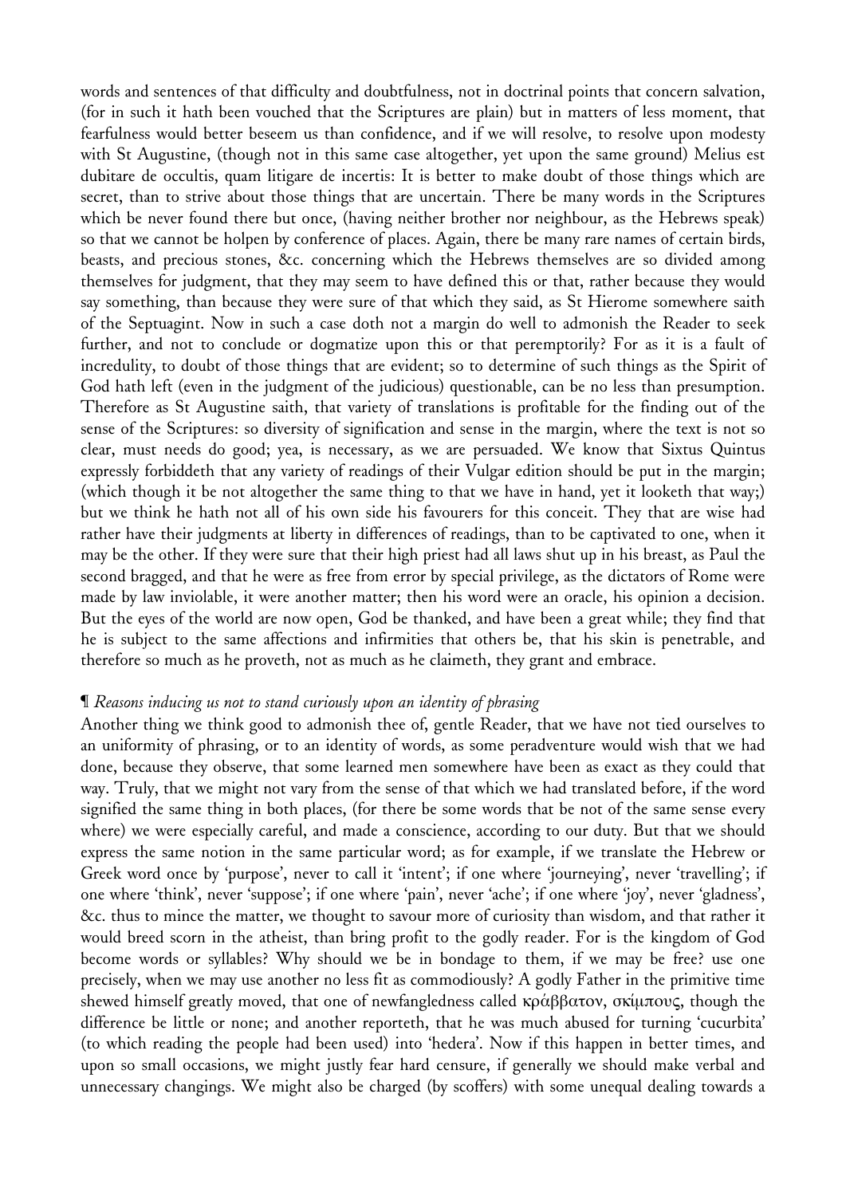words and sentences of that difficulty and doubtfulness, not in doctrinal points that concern salvation, (for in such it hath been vouched that the Scriptures are plain) but in matters of less moment, that fearfulness would better beseem us than confidence, and if we will resolve, to resolve upon modesty with St Augustine, (though not in this same case altogether, yet upon the same ground) Melius est dubitare de occultis, quam litigare de incertis: It is better to make doubt of those things which are secret, than to strive about those things that are uncertain. There be many words in the Scriptures which be never found there but once, (having neither brother nor neighbour, as the Hebrews speak) so that we cannot be holpen by conference of places. Again, there be many rare names of certain birds, beasts, and precious stones, &c. concerning which the Hebrews themselves are so divided among themselves for judgment, that they may seem to have defined this or that, rather because they would say something, than because they were sure of that which they said, as St Hierome somewhere saith of the Septuagint. Now in such a case doth not a margin do well to admonish the Reader to seek further, and not to conclude or dogmatize upon this or that peremptorily? For as it is a fault of incredulity, to doubt of those things that are evident; so to determine of such things as the Spirit of God hath left (even in the judgment of the judicious) questionable, can be no less than presumption. Therefore as St Augustine saith, that variety of translations is profitable for the finding out of the sense of the Scriptures: so diversity of signification and sense in the margin, where the text is not so clear, must needs do good; yea, is necessary, as we are persuaded. We know that Sixtus Quintus expressly forbiddeth that any variety of readings of their Vulgar edition should be put in the margin; (which though it be not altogether the same thing to that we have in hand, yet it looketh that way;) but we think he hath not all of his own side his favourers for this conceit. They that are wise had rather have their judgments at liberty in differences of readings, than to be captivated to one, when it may be the other. If they were sure that their high priest had all laws shut up in his breast, as Paul the second bragged, and that he were as free from error by special privilege, as the dictators of Rome were made by law inviolable, it were another matter; then his word were an oracle, his opinion a decision. But the eyes of the world are now open, God be thanked, and have been a great while; they find that he is subject to the same affections and infirmities that others be, that his skin is penetrable, and therefore so much as he proveth, not as much as he claimeth, they grant and embrace.

¶ *Reasons inducing us not to stand curiously upon an identity of phrasing*

Another thing we think good to admonish thee of, gentle Reader, that we have not tied ourselves to an uniformity of phrasing, or to an identity of words, as some peradventure would wish that we had done, because they observe, that some learned men somewhere have been as exact as they could that way. Truly, that we might not vary from the sense of that which we had translated before, if the word signified the same thing in both places, (for there be some words that be not of the same sense every where) we were especially careful, and made a conscience, according to our duty. But that we should express the same notion in the same particular word; as for example, if we translate the Hebrew or Greek word once by 'purpose', never to call it 'intent'; if one where 'journeying', never 'travelling'; if one where 'think', never 'suppose'; if one where 'pain', never 'ache'; if one where 'joy', never 'gladness', &c. thus to mince the matter, we thought to savour more of curiosity than wisdom, and that rather it would breed scorn in the atheist, than bring profit to the godly reader. For is the kingdom of God become words or syllables? Why should we be in bondage to them, if we may be free? use one precisely, when we may use another no less fit as commodiously? A godly Father in the primitive time shewed himself greatly moved, that one of newfangledness called κράββατον, σκίμπους, though the difference be little or none; and another reporteth, that he was much abused for turning 'cucurbita' (to which reading the people had been used) into 'hedera'. Now if this happen in better times, and upon so small occasions, we might justly fear hard censure, if generally we should make verbal and unnecessary changings. We might also be charged (by scoffers) with some unequal dealing towards a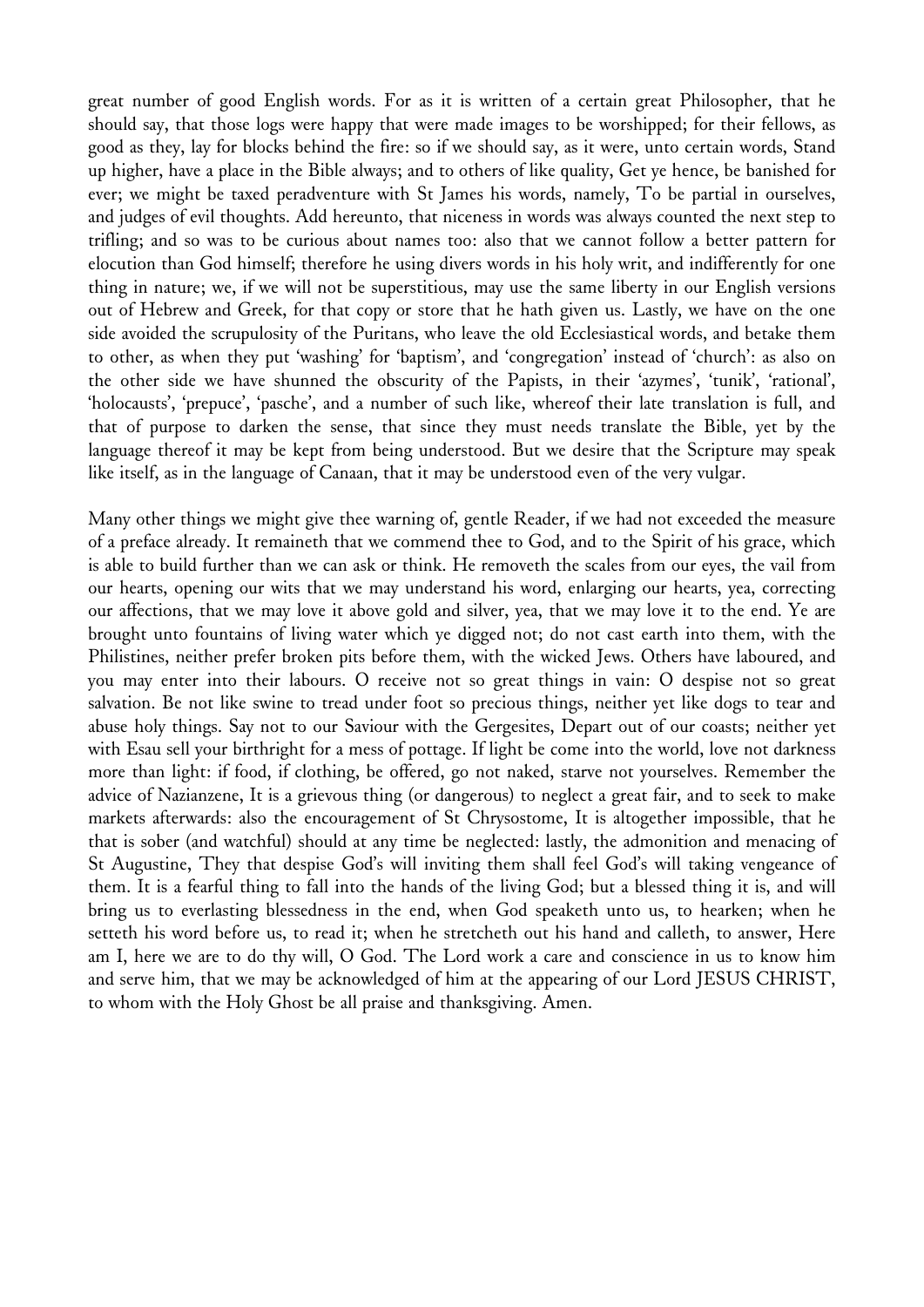great number of good English words. For as it is written of a certain great Philosopher, that he should say, that those logs were happy that were made images to be worshipped; for their fellows, as good as they, lay for blocks behind the fire: so if we should say, as it were, unto certain words, Stand up higher, have a place in the Bible always; and to others of like quality, Get ye hence, be banished for ever; we might be taxed peradventure with St James his words, namely, To be partial in ourselves, and judges of evil thoughts. Add hereunto, that niceness in words was always counted the next step to trifling; and so was to be curious about names too: also that we cannot follow a better pattern for elocution than God himself; therefore he using divers words in his holy writ, and indifferently for one thing in nature; we, if we will not be superstitious, may use the same liberty in our English versions out of Hebrew and Greek, for that copy or store that he hath given us. Lastly, we have on the one side avoided the scrupulosity of the Puritans, who leave the old Ecclesiastical words, and betake them to other, as when they put 'washing' for 'baptism', and 'congregation' instead of 'church': as also on the other side we have shunned the obscurity of the Papists, in their 'azymes', 'tunik', 'rational', 'holocausts', 'prepuce', 'pasche', and a number of such like, whereof their late translation is full, and that of purpose to darken the sense, that since they must needs translate the Bible, yet by the language thereof it may be kept from being understood. But we desire that the Scripture may speak like itself, as in the language of Canaan, that it may be understood even of the very vulgar.

Many other things we might give thee warning of, gentle Reader, if we had not exceeded the measure of a preface already. It remaineth that we commend thee to God, and to the Spirit of his grace, which is able to build further than we can ask or think. He removeth the scales from our eyes, the vail from our hearts, opening our wits that we may understand his word, enlarging our hearts, yea, correcting our affections, that we may love it above gold and silver, yea, that we may love it to the end. Ye are brought unto fountains of living water which ye digged not; do not cast earth into them, with the Philistines, neither prefer broken pits before them, with the wicked Jews. Others have laboured, and you may enter into their labours. O receive not so great things in vain: O despise not so great salvation. Be not like swine to tread under foot so precious things, neither yet like dogs to tear and abuse holy things. Say not to our Saviour with the Gergesites, Depart out of our coasts; neither yet with Esau sell your birthright for a mess of pottage. If light be come into the world, love not darkness more than light: if food, if clothing, be offered, go not naked, starve not yourselves. Remember the advice of Nazianzene, It is a grievous thing (or dangerous) to neglect a great fair, and to seek to make markets afterwards: also the encouragement of St Chrysostome, It is altogether impossible, that he that is sober (and watchful) should at any time be neglected: lastly, the admonition and menacing of St Augustine, They that despise God's will inviting them shall feel God's will taking vengeance of them. It is a fearful thing to fall into the hands of the living God; but a blessed thing it is, and will bring us to everlasting blessedness in the end, when God speaketh unto us, to hearken; when he setteth his word before us, to read it; when he stretcheth out his hand and calleth, to answer, Here am I, here we are to do thy will, O God. The Lord work a care and conscience in us to know him and serve him, that we may be acknowledged of him at the appearing of our Lord JESUS CHRIST, to whom with the Holy Ghost be all praise and thanksgiving. Amen.